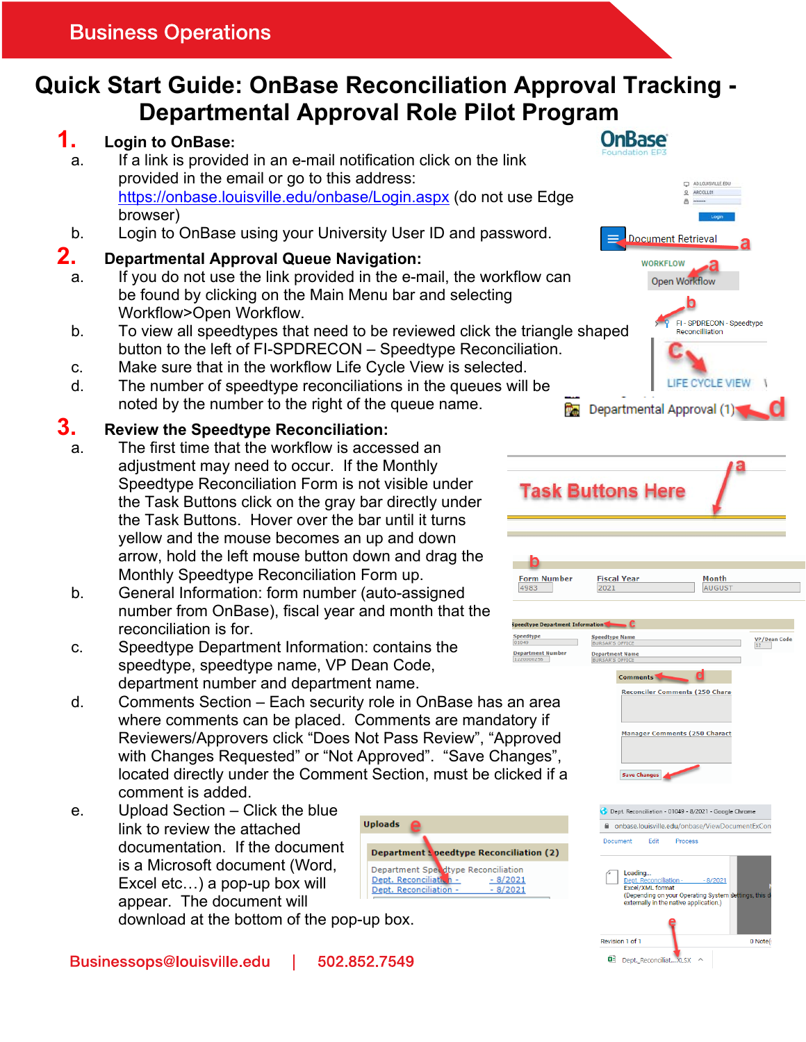Business Operations

# Quick Start Guide: OnBase Reconciliation Approval Tracking - Departmental Approval Role Pilot Program

## 1. Login to OnBase:

a. If a link is provided in an e-mail notification click on the link provided in the email or go to this address: https://onbase.louisville.edu/onbase/Login.aspx (do not use Edge browser)

b. Login to OnBase using your University User ID and password.

## 2. Departmental Approval Queue Navigation:

a. If you do not use the link provided in the e-mail, the workflow can be found by clicking on the Main Menu bar and selecting Workflow>Open Workflow.

b. To view all speedtypes that need to be reviewed click the triangle shaped button to the left of FI-SPDRECON – Speedtype Reconciliation.

c. Make sure that in the workflow Life Cycle View is selected.

d. The number of speedtype reconciliations in the queues will be noted by the number to the right of the queue name.

## 3. Review the Speedtype Reconciliation:

a. The first time that the workflow is accessed an adjustment may need to occur. If the Monthly Speedtype Reconciliation Form is not visible under the Task Buttons click on the gray bar directly under the Task Buttons. Hover over the bar until it turns yellow and the mouse becomes an up and down arrow, hold the left mouse button down and drag the Monthly Speedtype Reconciliation Form up.

b. General Information: form number (auto-assigned number from OnBase), fiscal year and month that the reconciliation is for.

c. Speedtype Department Information: contains the speedtype, speedtype name, VP Dean Code, department number and department name.

d. Comments Section – Each security role in OnBase has an area where comments can be placed. Comments are mandatory if Reviewers/Approvers click "Does Not Pass Review", "Approved with Changes Requested" or "Not Approved". "Save Changes", located directly under the Comment Section, must be clicked if a comment is added.

e. Upload Section – Click the blue link to review the attached documentation. If the document is a Microsoft document (Word, Excel etc…) a pop-up box will appear. The document will download at the bottom of the pop-up box.

Businessops@louisville.edu | 502.852.7549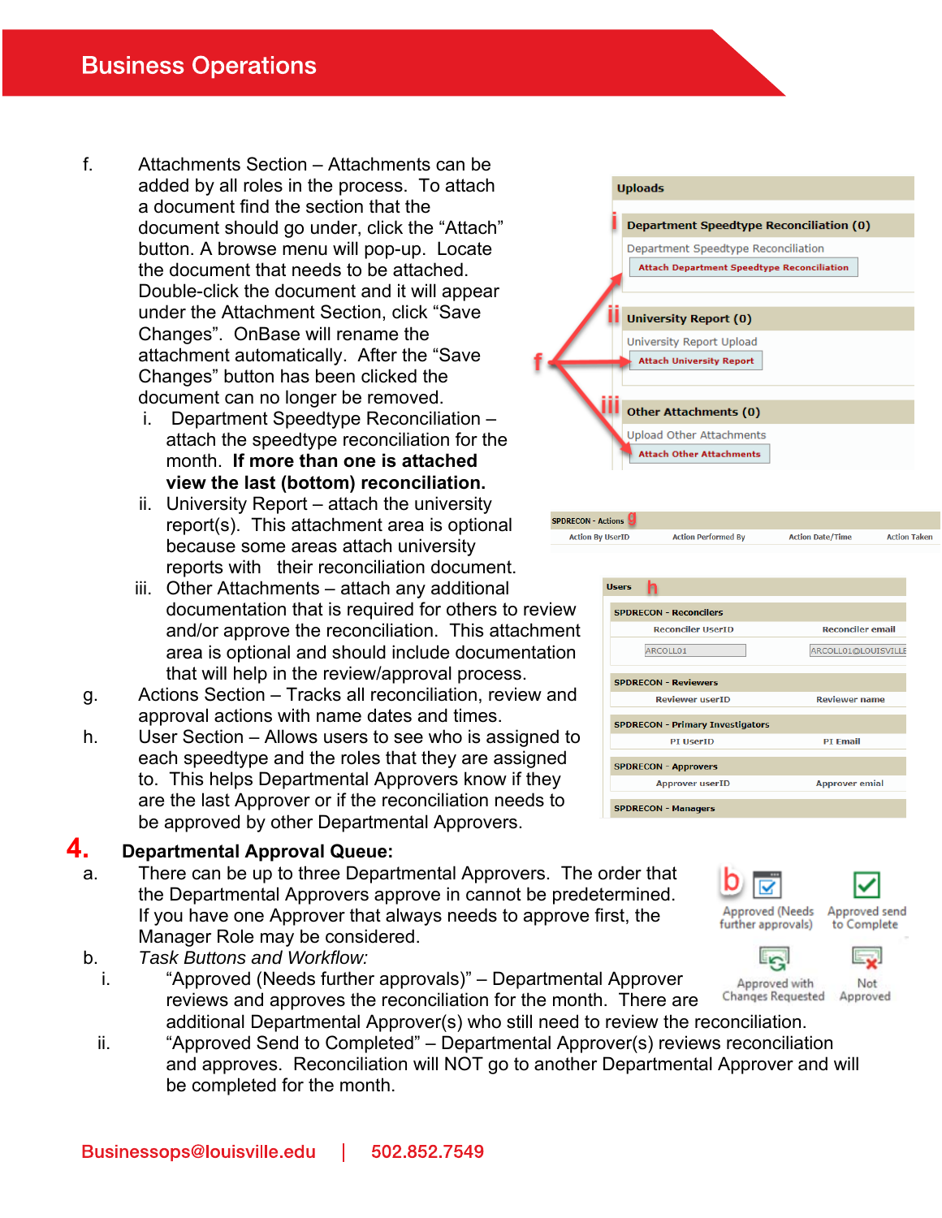f. Attachments Section – Attachments can be added by all roles in the process. To attach a document find the section that the document should go under, click the "Attach" button. A browse menu will pop-up. Locate the document that needs to be attached. Double-click the document and it will appear under the Attachment Section, click "Save Changes". OnBase will rename the attachment automatically. After the "Save Changes" button has been clicked the document can no longer be removed.

   i. Department Speedtype Reconciliation – attach the speedtype reconciliation for the month. **If more than one is attached view the last (bottom) reconciliation.**

   ii. University Report – attach the university report(s). This attachment area is optional because some areas attach university reports with their reconciliation document.

   iii. Other Attachments – attach any additional documentation that is required for others to review and/or approve the reconciliation. This attachment area is optional and should include documentation that will help in the review/approval process.

g. Actions Section – Tracks all reconciliation, review and approval actions with name dates and times.

h. User Section – Allows users to see who is assigned to each speedtype and the roles that they are assigned to. This helps Departmental Approvers know if they are the last Approver or if the reconciliation needs to be approved by other Departmental Approvers.

Uploads

i Department Speedtype Reconciliation (0)
Department Speedtype Reconciliation
Attach Department Speedtype Reconciliation

ii University Report (0)
University Report Upload
Attach University Report

iii Other Attachments (0)
Upload Other Attachments
Attach Other Attachments

SPDRECON - Actions g

| Action By UserID | Action Performed By | Action Date/Time | Action Taken |
| --- | --- | --- | --- |

Users h

SPDRECON - Reconcilers

| Reconciler UserID | Reconciler email |
| --- | --- |
| ARCOLL01 | ARCOLL01@LOUISVILLE |

SPDRECON - Reviewers

| Reviewer userID | Reviewer name |
| --- | --- |

SPDRECON - Primary Investigators

| PI UserID | PI Email |
| --- | --- |

SPDRECON - Approvers

| Approver userID | Approver emial |
| --- | --- |

SPDRECON - Managers

## 4. Departmental Approval Queue:

a. There can be up to three Departmental Approvers. The order that the Departmental Approvers approve in cannot be predetermined. If you have one Approver that always needs to approve first, the Manager Role may be considered.

b. *Task Buttons and Workflow:*

   i. "Approved (Needs further approvals)" – Departmental Approver reviews and approves the reconciliation for the month. There are additional Departmental Approver(s) who still need to review the reconciliation.

   ii. "Approved Send to Completed" – Departmental Approver(s) reviews reconciliation and approves. Reconciliation will NOT go to another Departmental Approver and will be completed for the month.

b Approved (Needs further approvals) | Approved send to Complete | Approved with Changes Requested | Not Approved

Businessops@louisville.edu | 502.852.7549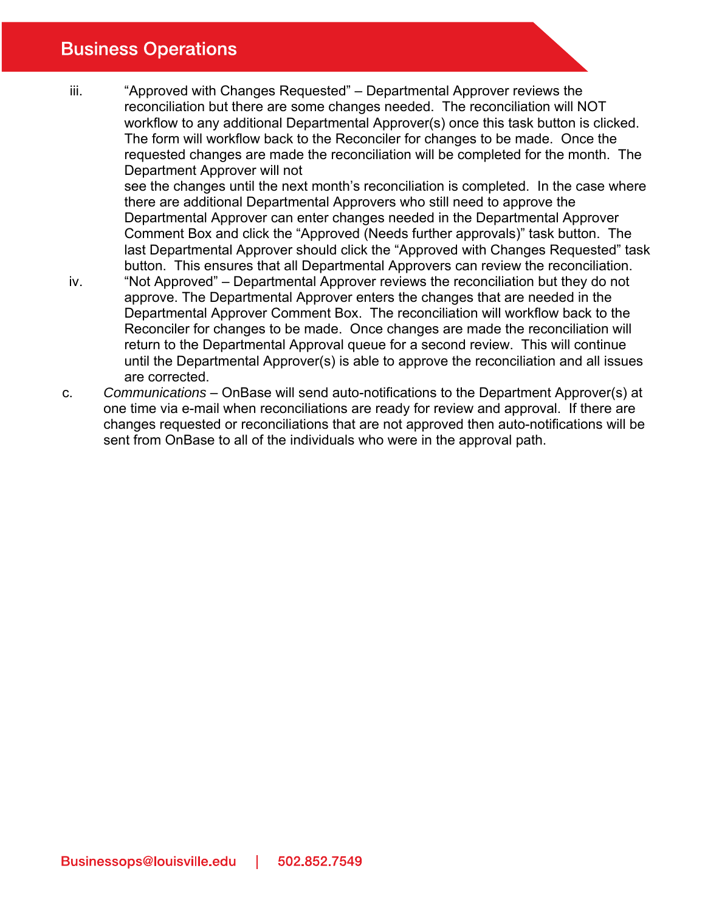iii. "Approved with Changes Requested" – Departmental Approver reviews the reconciliation but there are some changes needed. The reconciliation will NOT workflow to any additional Departmental Approver(s) once this task button is clicked. The form will workflow back to the Reconciler for changes to be made. Once the requested changes are made the reconciliation will be completed for the month. The Department Approver will not see the changes until the next month's reconciliation is completed. In the case where there are additional Departmental Approvers who still need to approve the Departmental Approver can enter changes needed in the Departmental Approver Comment Box and click the "Approved (Needs further approvals)" task button. The last Departmental Approver should click the "Approved with Changes Requested" task button. This ensures that all Departmental Approvers can review the reconciliation.

iv. "Not Approved" – Departmental Approver reviews the reconciliation but they do not approve. The Departmental Approver enters the changes that are needed in the Departmental Approver Comment Box. The reconciliation will workflow back to the Reconciler for changes to be made. Once changes are made the reconciliation will return to the Departmental Approval queue for a second review. This will continue until the Departmental Approver(s) is able to approve the reconciliation and all issues are corrected.

c. *Communications* – OnBase will send auto-notifications to the Department Approver(s) at one time via e-mail when reconciliations are ready for review and approval. If there are changes requested or reconciliations that are not approved then auto-notifications will be sent from OnBase to all of the individuals who were in the approval path.